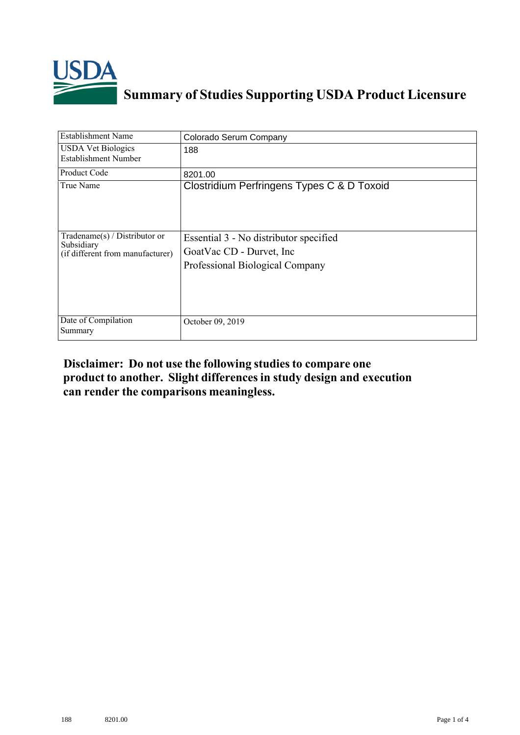# Summary of Studies Supporting USDA Product Licensure

| Establishment Name | Colorado Serum Company |
|---|---|
| USDA Vet Biologics Establishment Number | 188 |
| Product Code | 8201.00 |
| True Name | Clostridium Perfringens Types C & D Toxoid |
| Tradename(s) / Distributor or Subsidiary (if different from manufacturer) | Essential 3 - No distributor specified<br>GoatVac CD - Durvet, Inc<br>Professional Biological Company |
| Date of Compilation Summary | October 09, 2019 |

**Disclaimer: Do not use the following studies to compare one product to another. Slight differences in study design and execution can render the comparisons meaningless.**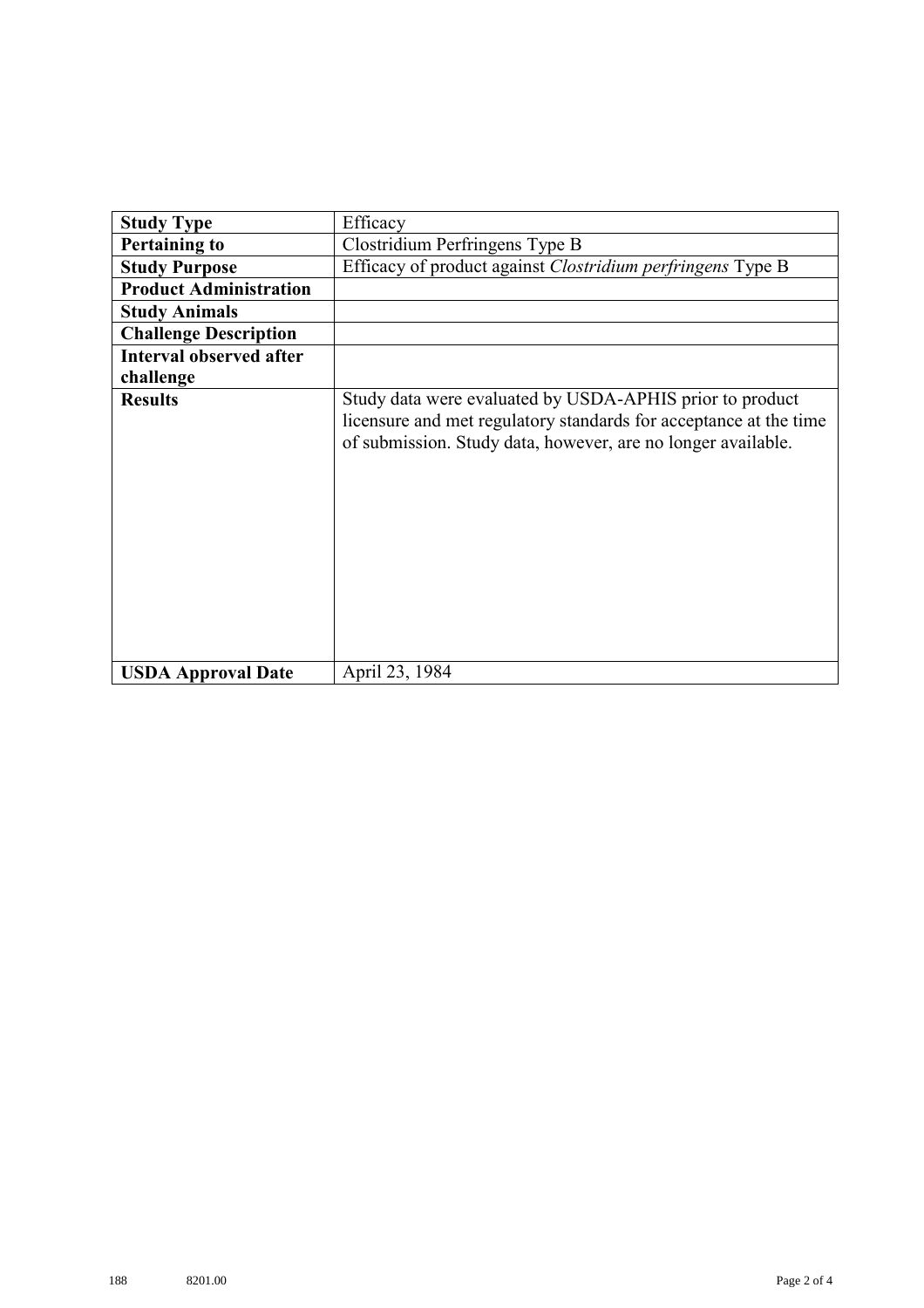| **Study Type** | Efficacy |
|---|---|
| **Pertaining to** | Clostridium Perfringens Type B |
| **Study Purpose** | Efficacy of product against *Clostridium perfringens* Type B |
| **Product Administration** | |
| **Study Animals** | |
| **Challenge Description** | |
| **Interval observed after challenge** | |
| **Results** | Study data were evaluated by USDA-APHIS prior to product licensure and met regulatory standards for acceptance at the time of submission. Study data, however, are no longer available. |
| **USDA Approval Date** | April 23, 1984 |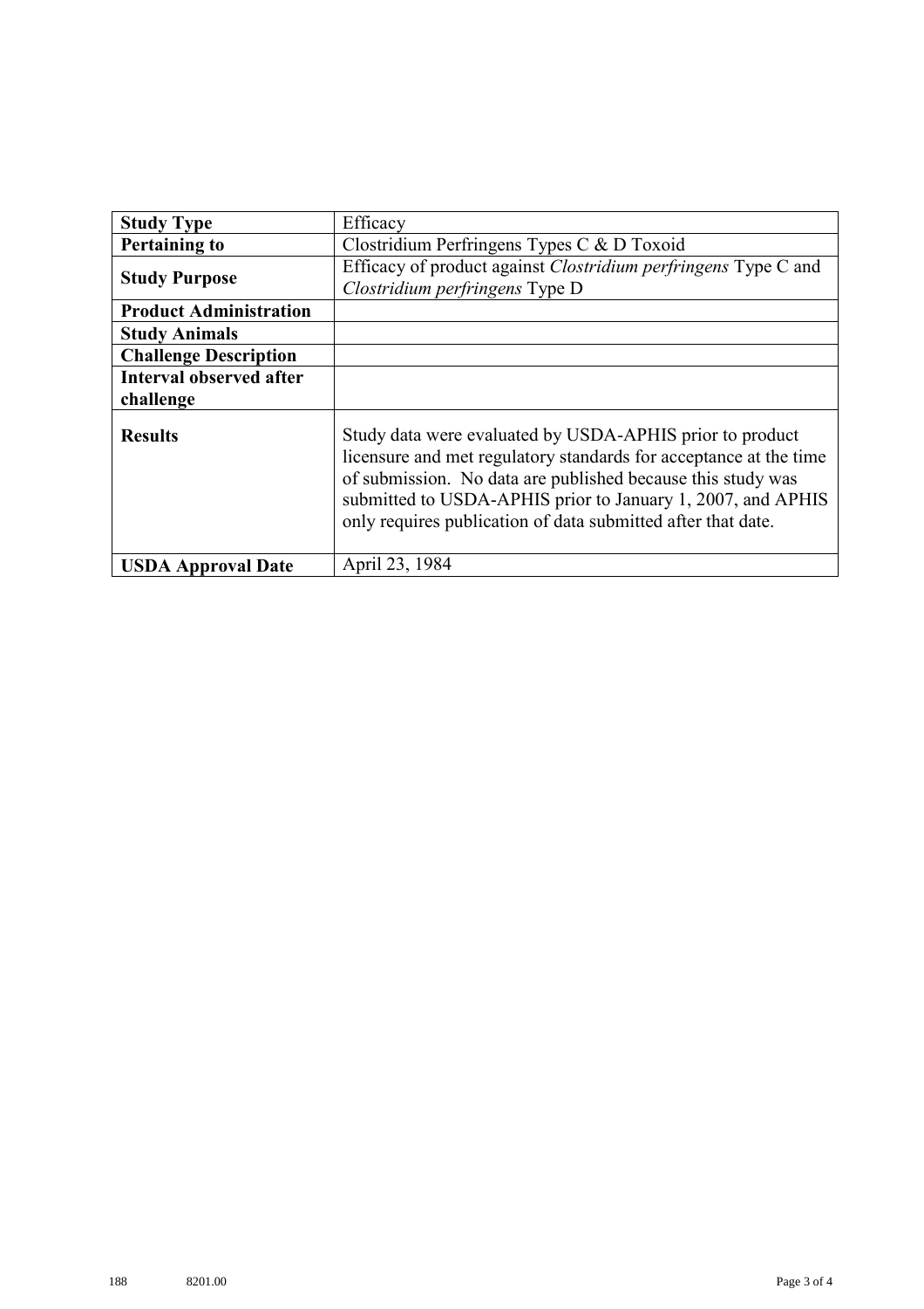| **Study Type** | Efficacy |
|---|---|
| **Pertaining to** | Clostridium Perfringens Types C & D Toxoid |
| **Study Purpose** | Efficacy of product against *Clostridium perfringens* Type C and *Clostridium perfringens* Type D |
| **Product Administration** | |
| **Study Animals** | |
| **Challenge Description** | |
| **Interval observed after challenge** | |
| **Results** | Study data were evaluated by USDA-APHIS prior to product licensure and met regulatory standards for acceptance at the time of submission. No data are published because this study was submitted to USDA-APHIS prior to January 1, 2007, and APHIS only requires publication of data submitted after that date. |
| **USDA Approval Date** | April 23, 1984 |

188 8201.00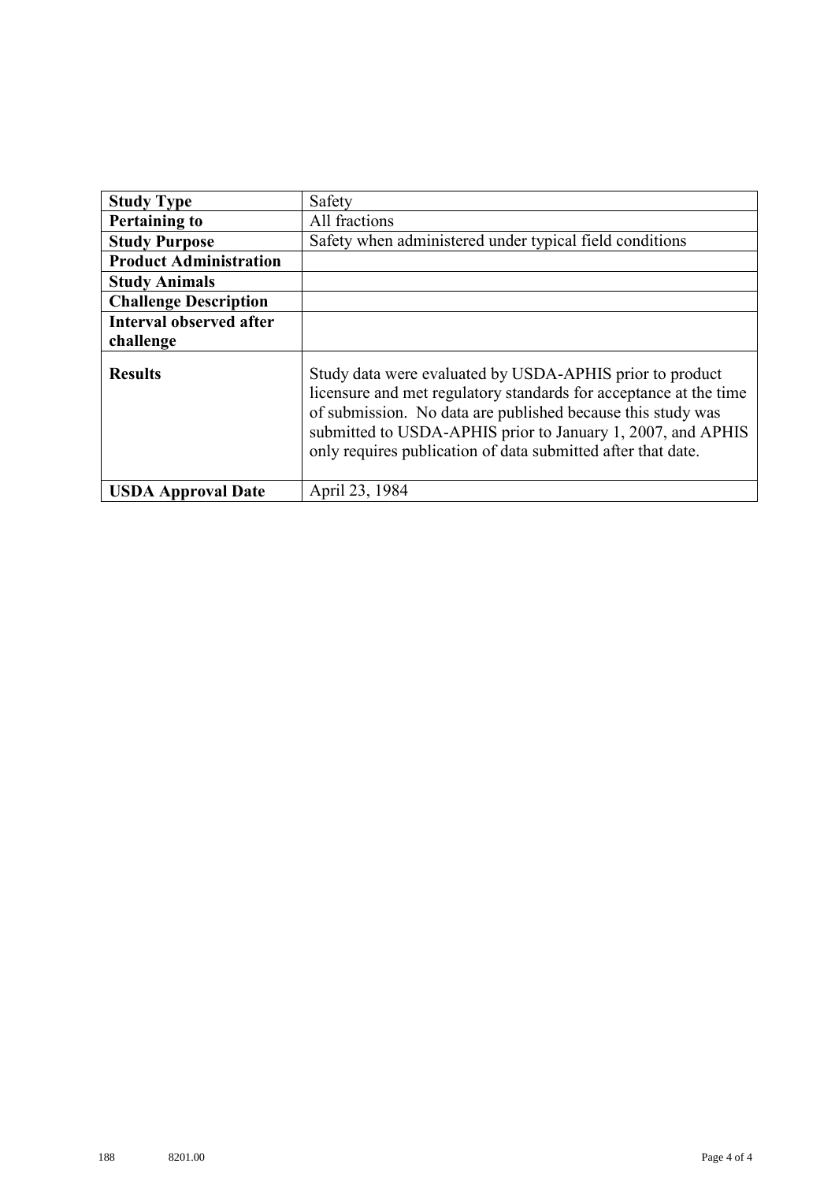| | |
|---|---|
| **Study Type** | Safety |
| **Pertaining to** | All fractions |
| **Study Purpose** | Safety when administered under typical field conditions |
| **Product Administration** | |
| **Study Animals** | |
| **Challenge Description** | |
| **Interval observed after challenge** | |
| **Results** | Study data were evaluated by USDA-APHIS prior to product licensure and met regulatory standards for acceptance at the time of submission. No data are published because this study was submitted to USDA-APHIS prior to January 1, 2007, and APHIS only requires publication of data submitted after that date. |
| **USDA Approval Date** | April 23, 1984 |

188 8201.00